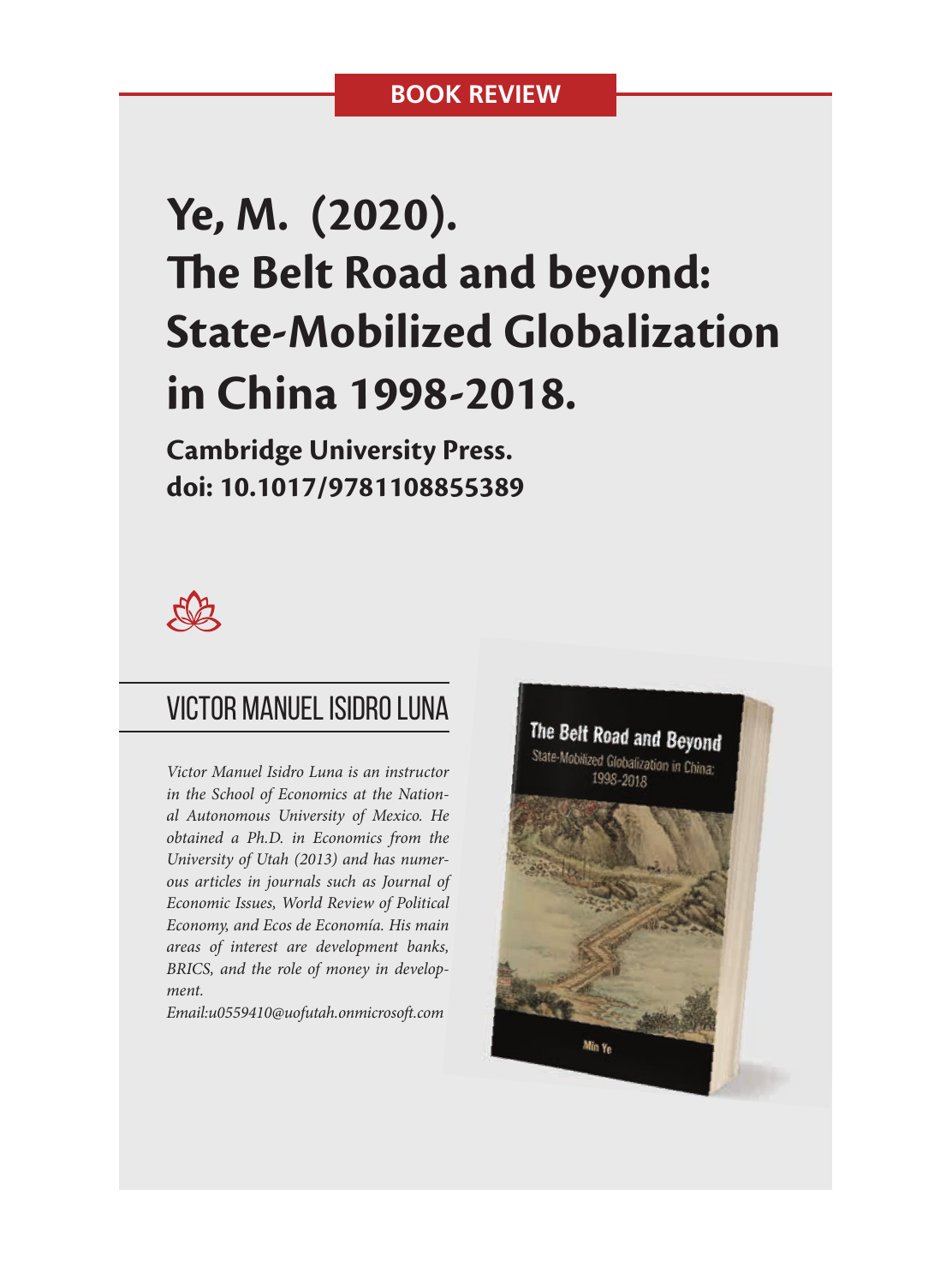**BOOK REVIEW**

# Ye, M. (2020). The Belt Road and beyond: State-Mobilized Globalization in China 1998-2018.

**Cambridge University Press.**
**doi: 10.1017/9781108855389**

## VICTOR MANUEL ISIDRO LUNA

*Victor Manuel Isidro Luna is an instructor in the School of Economics at the National Autonomous University of Mexico. He obtained a Ph.D. in Economics from the University of Utah (2013) and has numerous articles in journals such as Journal of Economic Issues, World Review of Political Economy, and Ecos de Economía. His main areas of interest are development banks, BRICS, and the role of money in development.*

*Email:u0559410@uofutah.onmicrosoft.com*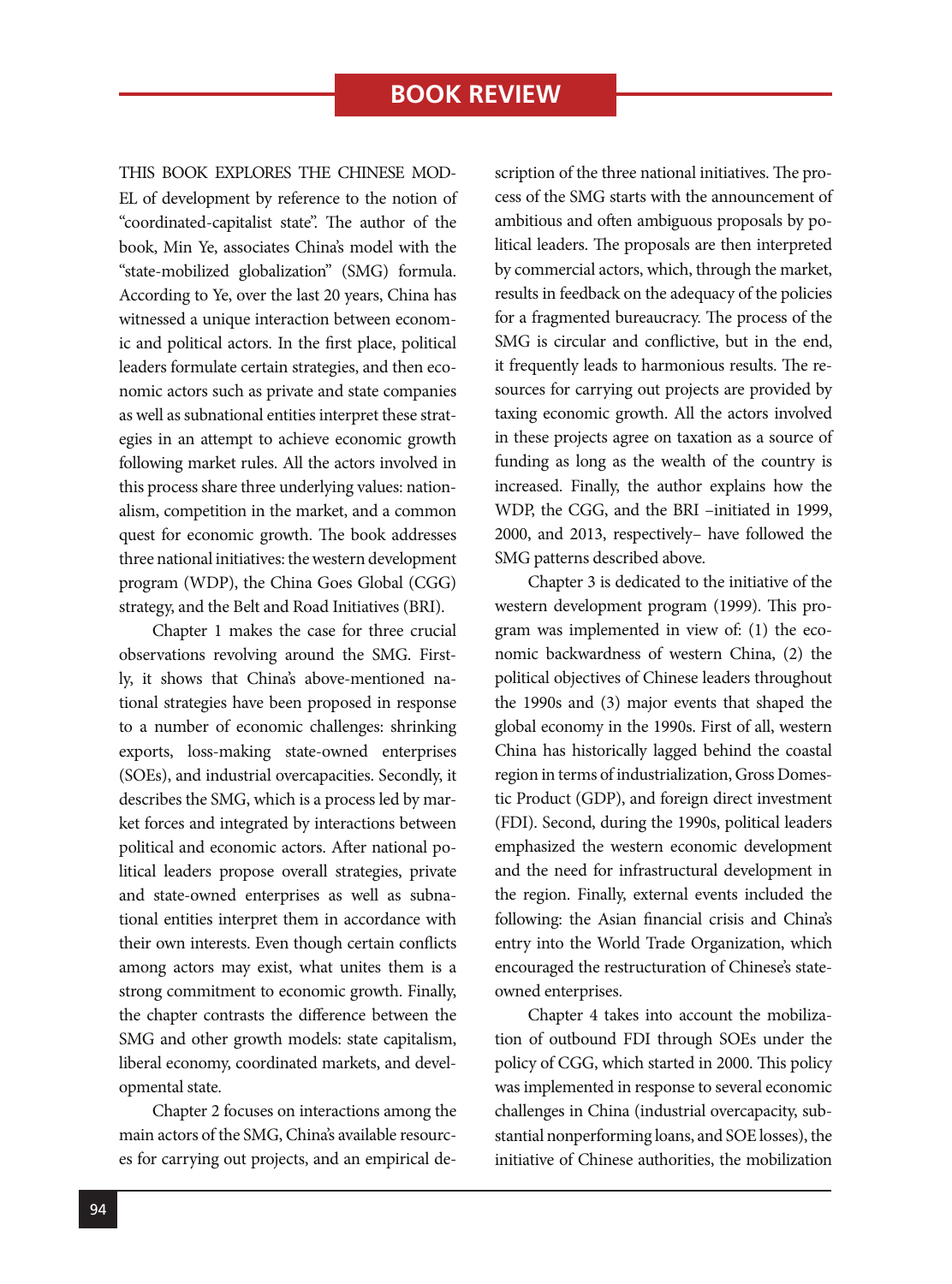# BOOK REVIEW

THIS BOOK EXPLORES THE CHINESE MODEL of development by reference to the notion of "coordinated-capitalist state". The author of the book, Min Ye, associates China's model with the "state-mobilized globalization" (SMG) formula. According to Ye, over the last 20 years, China has witnessed a unique interaction between economic and political actors. In the first place, political leaders formulate certain strategies, and then economic actors such as private and state companies as well as subnational entities interpret these strategies in an attempt to achieve economic growth following market rules. All the actors involved in this process share three underlying values: nationalism, competition in the market, and a common quest for economic growth. The book addresses three national initiatives: the western development program (WDP), the China Goes Global (CGG) strategy, and the Belt and Road Initiatives (BRI).

Chapter 1 makes the case for three crucial observations revolving around the SMG. Firstly, it shows that China's above-mentioned national strategies have been proposed in response to a number of economic challenges: shrinking exports, loss-making state-owned enterprises (SOEs), and industrial overcapacities. Secondly, it describes the SMG, which is a process led by market forces and integrated by interactions between political and economic actors. After national political leaders propose overall strategies, private and state-owned enterprises as well as subnational entities interpret them in accordance with their own interests. Even though certain conflicts among actors may exist, what unites them is a strong commitment to economic growth. Finally, the chapter contrasts the difference between the SMG and other growth models: state capitalism, liberal economy, coordinated markets, and developmental state.

Chapter 2 focuses on interactions among the main actors of the SMG, China's available resources for carrying out projects, and an empirical description of the three national initiatives. The process of the SMG starts with the announcement of ambitious and often ambiguous proposals by political leaders. The proposals are then interpreted by commercial actors, which, through the market, results in feedback on the adequacy of the policies for a fragmented bureaucracy. The process of the SMG is circular and conflictive, but in the end, it frequently leads to harmonious results. The resources for carrying out projects are provided by taxing economic growth. All the actors involved in these projects agree on taxation as a source of funding as long as the wealth of the country is increased. Finally, the author explains how the WDP, the CGG, and the BRI –initiated in 1999, 2000, and 2013, respectively– have followed the SMG patterns described above.

Chapter 3 is dedicated to the initiative of the western development program (1999). This program was implemented in view of: (1) the economic backwardness of western China, (2) the political objectives of Chinese leaders throughout the 1990s and (3) major events that shaped the global economy in the 1990s. First of all, western China has historically lagged behind the coastal region in terms of industrialization, Gross Domestic Product (GDP), and foreign direct investment (FDI). Second, during the 1990s, political leaders emphasized the western economic development and the need for infrastructural development in the region. Finally, external events included the following: the Asian financial crisis and China's entry into the World Trade Organization, which encouraged the restructuration of Chinese's state-owned enterprises.

Chapter 4 takes into account the mobilization of outbound FDI through SOEs under the policy of CGG, which started in 2000. This policy was implemented in response to several economic challenges in China (industrial overcapacity, substantial nonperforming loans, and SOE losses), the initiative of Chinese authorities, the mobilization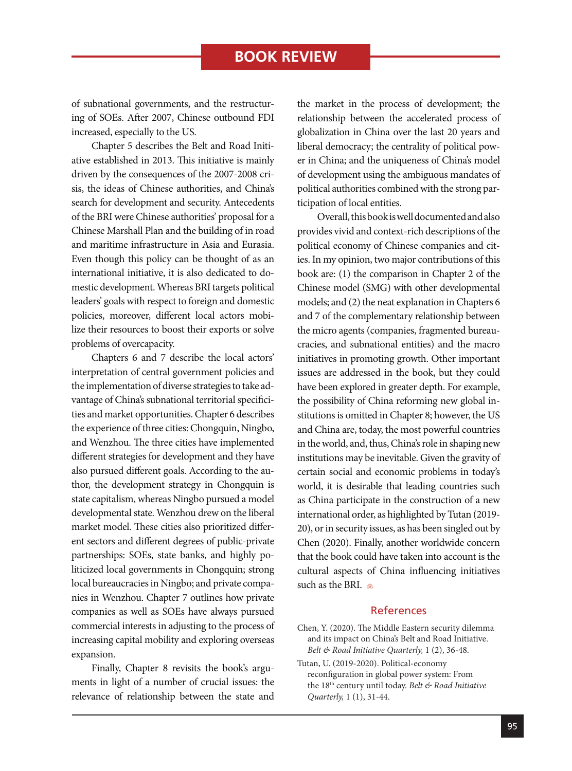of subnational governments, and the restructuring of SOEs. After 2007, Chinese outbound FDI increased, especially to the US.

Chapter 5 describes the Belt and Road Initiative established in 2013. This initiative is mainly driven by the consequences of the 2007-2008 crisis, the ideas of Chinese authorities, and China's search for development and security. Antecedents of the BRI were Chinese authorities' proposal for a Chinese Marshall Plan and the building of in road and maritime infrastructure in Asia and Eurasia. Even though this policy can be thought of as an international initiative, it is also dedicated to domestic development. Whereas BRI targets political leaders' goals with respect to foreign and domestic policies, moreover, different local actors mobilize their resources to boost their exports or solve problems of overcapacity.

Chapters 6 and 7 describe the local actors' interpretation of central government policies and the implementation of diverse strategies to take advantage of China's subnational territorial specificities and market opportunities. Chapter 6 describes the experience of three cities: Chongquin, Ningbo, and Wenzhou. The three cities have implemented different strategies for development and they have also pursued different goals. According to the author, the development strategy in Chongquin is state capitalism, whereas Ningbo pursued a model developmental state. Wenzhou drew on the liberal market model. These cities also prioritized different sectors and different degrees of public-private partnerships: SOEs, state banks, and highly politicized local governments in Chongquin; strong local bureaucracies in Ningbo; and private companies in Wenzhou. Chapter 7 outlines how private companies as well as SOEs have always pursued commercial interests in adjusting to the process of increasing capital mobility and exploring overseas expansion.

Finally, Chapter 8 revisits the book's arguments in light of a number of crucial issues: the relevance of relationship between the state and the market in the process of development; the relationship between the accelerated process of globalization in China over the last 20 years and liberal democracy; the centrality of political power in China; and the uniqueness of China's model of development using the ambiguous mandates of political authorities combined with the strong participation of local entities.

Overall, this book is well documented and also provides vivid and context-rich descriptions of the political economy of Chinese companies and cities. In my opinion, two major contributions of this book are: (1) the comparison in Chapter 2 of the Chinese model (SMG) with other developmental models; and (2) the neat explanation in Chapters 6 and 7 of the complementary relationship between the micro agents (companies, fragmented bureaucracies, and subnational entities) and the macro initiatives in promoting growth. Other important issues are addressed in the book, but they could have been explored in greater depth. For example, the possibility of China reforming new global institutions is omitted in Chapter 8; however, the US and China are, today, the most powerful countries in the world, and, thus, China's role in shaping new institutions may be inevitable. Given the gravity of certain social and economic problems in today's world, it is desirable that leading countries such as China participate in the construction of a new international order, as highlighted by Tutan (2019-20), or in security issues, as has been singled out by Chen (2020). Finally, another worldwide concern that the book could have taken into account is the cultural aspects of China influencing initiatives such as the BRI.

## References

Chen, Y. (2020). The Middle Eastern security dilemma and its impact on China's Belt and Road Initiative. *Belt & Road Initiative Quarterly,* 1 (2), 36-48.

Tutan, U. (2019-2020). Political-economy reconfiguration in global power system: From the 18th century until today. *Belt & Road Initiative Quarterly,* 1 (1), 31-44.